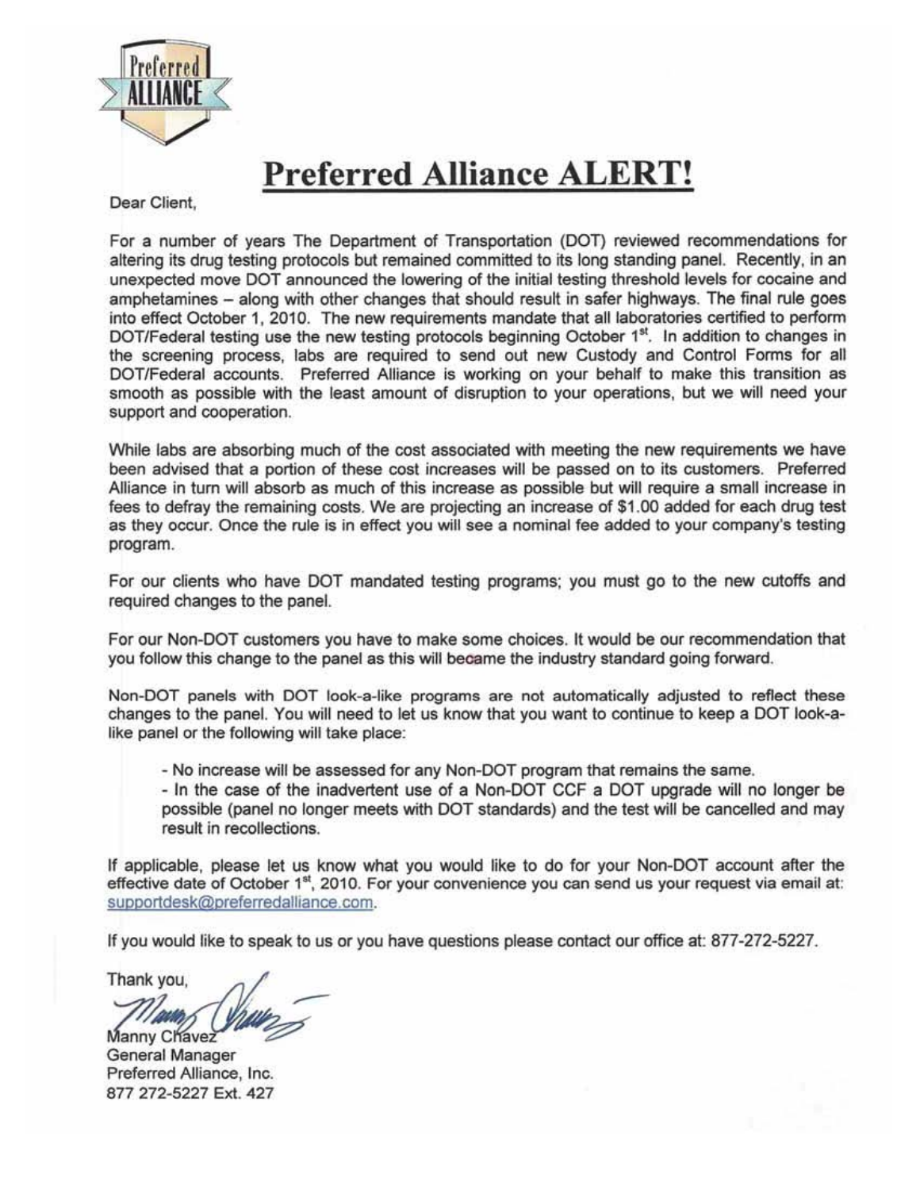# Preferred Alliance ALERT!

Dear Client,

For a number of years The Department of Transportation (DOT) reviewed recommendations for altering its drug testing protocols but remained committed to its long standing panel. Recently, in an unexpected move DOT announced the lowering of the initial testing threshold levels for cocaine and amphetamines – along with other changes that should result in safer highways. The final rule goes into effect October 1, 2010. The new requirements mandate that all laboratories certified to perform DOT/Federal testing use the new testing protocols beginning October 1st. In addition to changes in the screening process, labs are required to send out new Custody and Control Forms for all DOT/Federal accounts. Preferred Alliance is working on your behalf to make this transition as smooth as possible with the least amount of disruption to your operations, but we will need your support and cooperation.

While labs are absorbing much of the cost associated with meeting the new requirements we have been advised that a portion of these cost increases will be passed on to its customers. Preferred Alliance in turn will absorb as much of this increase as possible but will require a small increase in fees to defray the remaining costs. We are projecting an increase of $1.00 added for each drug test as they occur. Once the rule is in effect you will see a nominal fee added to your company's testing program.

For our clients who have DOT mandated testing programs; you must go to the new cutoffs and required changes to the panel.

For our Non-DOT customers you have to make some choices. It would be our recommendation that you follow this change to the panel as this will became the industry standard going forward.

Non-DOT panels with DOT look-a-like programs are not automatically adjusted to reflect these changes to the panel. You will need to let us know that you want to continue to keep a DOT look-a-like panel or the following will take place:

- No increase will be assessed for any Non-DOT program that remains the same.
- In the case of the inadvertent use of a Non-DOT CCF a DOT upgrade will no longer be possible (panel no longer meets with DOT standards) and the test will be cancelled and may result in recollections.

If applicable, please let us know what you would like to do for your Non-DOT account after the effective date of October 1st, 2010. For your convenience you can send us your request via email at: supportdesk@preferredalliance.com.

If you would like to speak to us or you have questions please contact our office at: 877-272-5227.

Thank you,

Manny Chavez
General Manager
Preferred Alliance, Inc.
877 272-5227 Ext. 427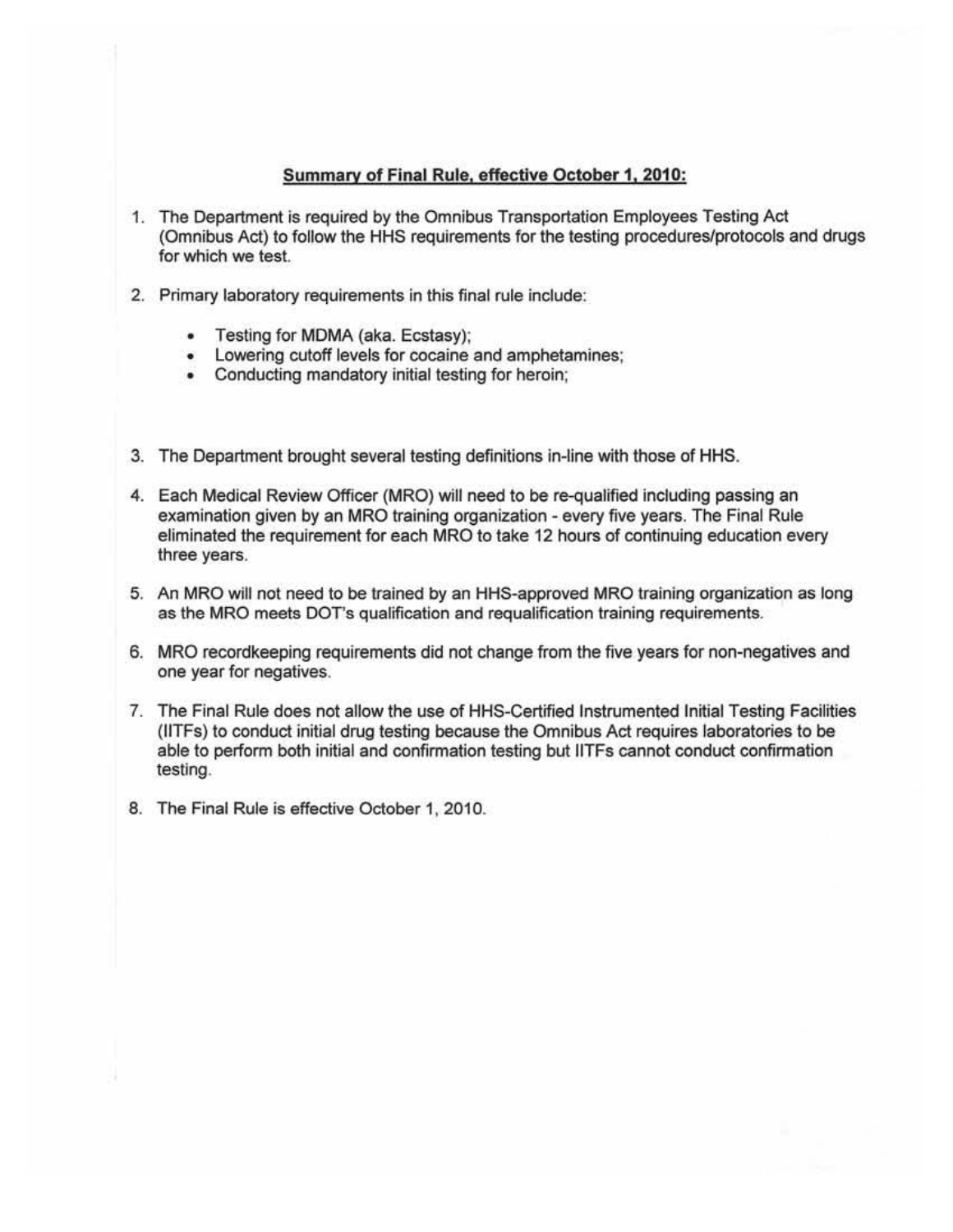**Summary of Final Rule, effective October 1, 2010:**

1. The Department is required by the Omnibus Transportation Employees Testing Act (Omnibus Act) to follow the HHS requirements for the testing procedures/protocols and drugs for which we test.

2. Primary laboratory requirements in this final rule include:

   - Testing for MDMA (aka. Ecstasy);
   - Lowering cutoff levels for cocaine and amphetamines;
   - Conducting mandatory initial testing for heroin;

3. The Department brought several testing definitions in-line with those of HHS.

4. Each Medical Review Officer (MRO) will need to be re-qualified including passing an examination given by an MRO training organization - every five years. The Final Rule eliminated the requirement for each MRO to take 12 hours of continuing education every three years.

5. An MRO will not need to be trained by an HHS-approved MRO training organization as long as the MRO meets DOT's qualification and requalification training requirements.

6. MRO recordkeeping requirements did not change from the five years for non-negatives and one year for negatives.

7. The Final Rule does not allow the use of HHS-Certified Instrumented Initial Testing Facilities (IITFs) to conduct initial drug testing because the Omnibus Act requires laboratories to be able to perform both initial and confirmation testing but IITFs cannot conduct confirmation testing.

8. The Final Rule is effective October 1, 2010.